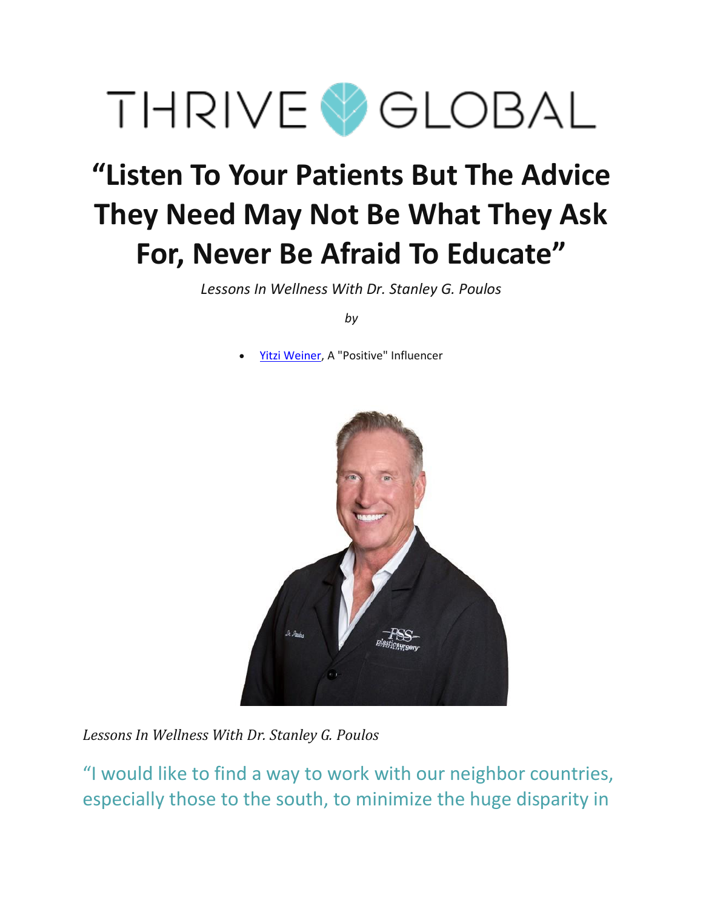THRIVE GLOBAL

# "Listen To Your Patients But The Advice They Need May Not Be What They Ask For, Never Be Afraid To Educate"

*Lessons In Wellness With Dr. Stanley G. Poulos*

*by*

- Yitzi Weiner, A "Positive" Influencer

*Lessons In Wellness With Dr. Stanley G. Poulos*

"I would like to find a way to work with our neighbor countries, especially those to the south, to minimize the huge disparity in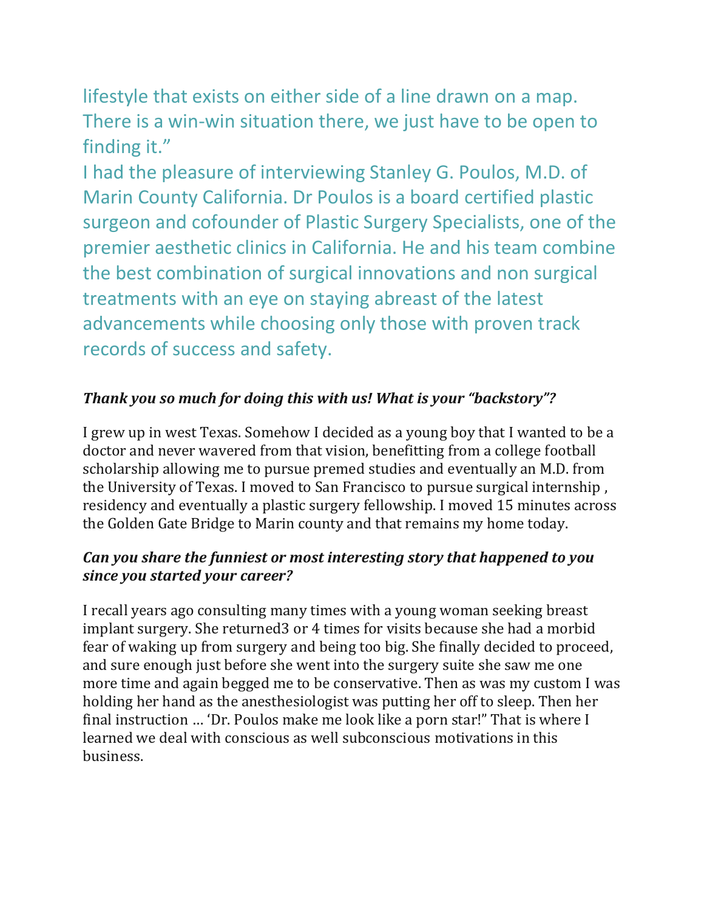lifestyle that exists on either side of a line drawn on a map. There is a win-win situation there, we just have to be open to finding it."

I had the pleasure of interviewing Stanley G. Poulos, M.D. of Marin County California. Dr Poulos is a board certified plastic surgeon and cofounder of Plastic Surgery Specialists, one of the premier aesthetic clinics in California. He and his team combine the best combination of surgical innovations and non surgical treatments with an eye on staying abreast of the latest advancements while choosing only those with proven track records of success and safety.

***Thank you so much for doing this with us! What is your "backstory"?***

I grew up in west Texas. Somehow I decided as a young boy that I wanted to be a doctor and never wavered from that vision, benefitting from a college football scholarship allowing me to pursue premed studies and eventually an M.D. from the University of Texas. I moved to San Francisco to pursue surgical internship , residency and eventually a plastic surgery fellowship. I moved 15 minutes across the Golden Gate Bridge to Marin county and that remains my home today.

***Can you share the funniest or most interesting story that happened to you since you started your career?***

I recall years ago consulting many times with a young woman seeking breast implant surgery. She returned3 or 4 times for visits because she had a morbid fear of waking up from surgery and being too big. She finally decided to proceed, and sure enough just before she went into the surgery suite she saw me one more time and again begged me to be conservative. Then as was my custom I was holding her hand as the anesthesiologist was putting her off to sleep. Then her final instruction … 'Dr. Poulos make me look like a porn star!" That is where I learned we deal with conscious as well subconscious motivations in this business.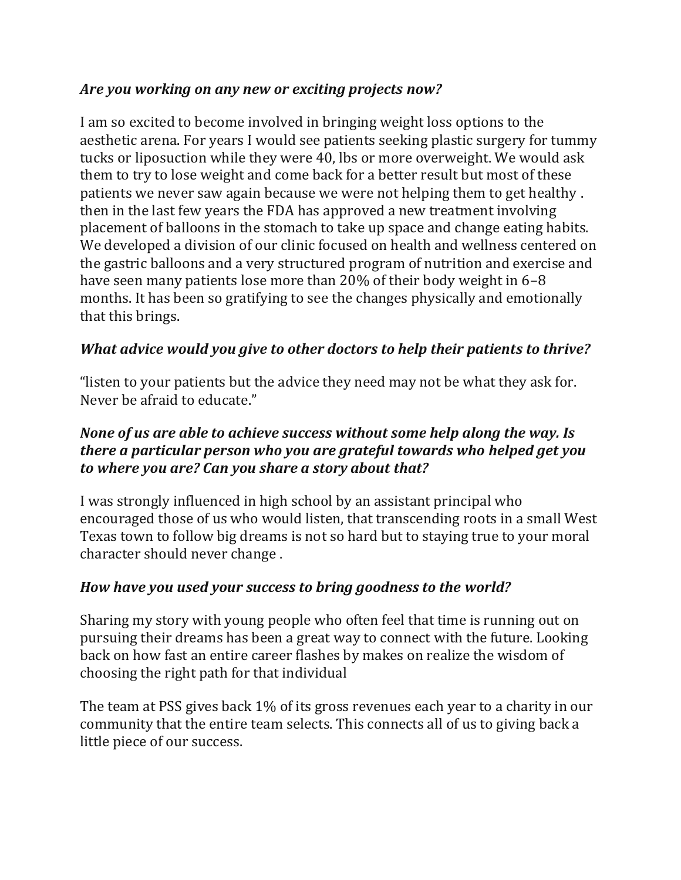***Are you working on any new or exciting projects now?***

I am so excited to become involved in bringing weight loss options to the aesthetic arena. For years I would see patients seeking plastic surgery for tummy tucks or liposuction while they were 40, lbs or more overweight. We would ask them to try to lose weight and come back for a better result but most of these patients we never saw again because we were not helping them to get healthy . then in the last few years the FDA has approved a new treatment involving placement of balloons in the stomach to take up space and change eating habits. We developed a division of our clinic focused on health and wellness centered on the gastric balloons and a very structured program of nutrition and exercise and have seen many patients lose more than 20% of their body weight in 6–8 months. It has been so gratifying to see the changes physically and emotionally that this brings.

***What advice would you give to other doctors to help their patients to thrive?***

"listen to your patients but the advice they need may not be what they ask for. Never be afraid to educate."

***None of us are able to achieve success without some help along the way. Is there a particular person who you are grateful towards who helped get you to where you are? Can you share a story about that?***

I was strongly influenced in high school by an assistant principal who encouraged those of us who would listen, that transcending roots in a small West Texas town to follow big dreams is not so hard but to staying true to your moral character should never change .

***How have you used your success to bring goodness to the world?***

Sharing my story with young people who often feel that time is running out on pursuing their dreams has been a great way to connect with the future. Looking back on how fast an entire career flashes by makes on realize the wisdom of choosing the right path for that individual

The team at PSS gives back 1% of its gross revenues each year to a charity in our community that the entire team selects. This connects all of us to giving back a little piece of our success.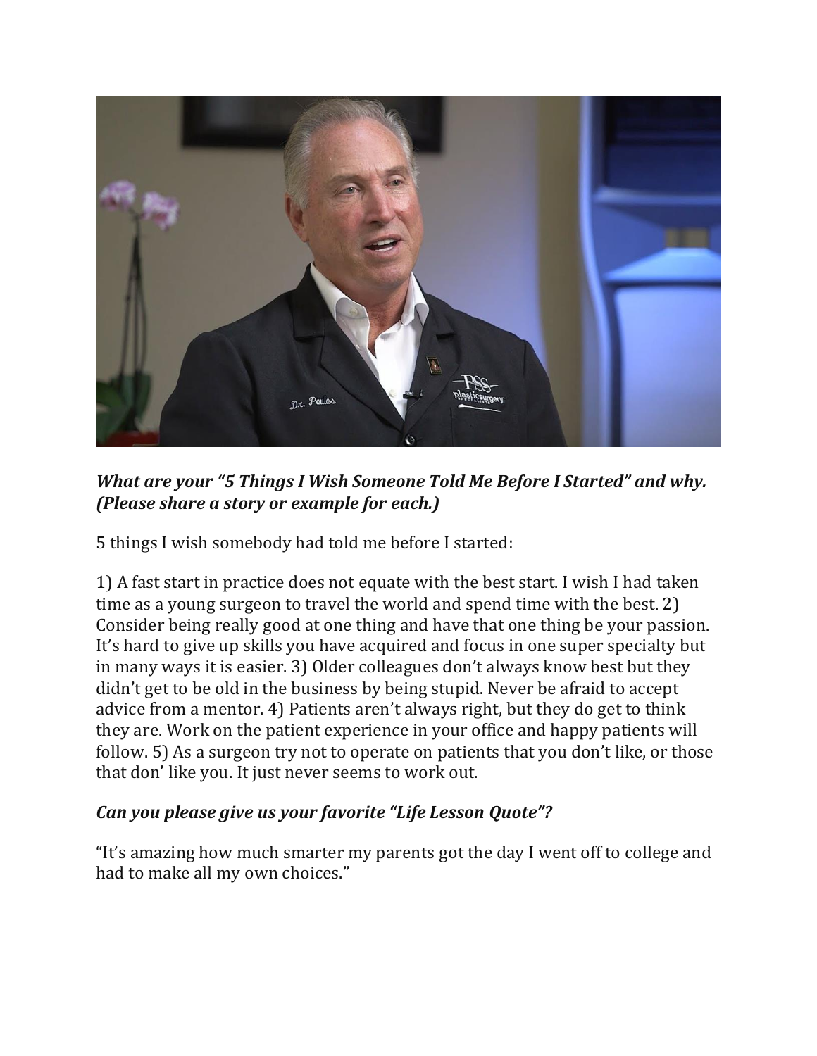***What are your "5 Things I Wish Someone Told Me Before I Started" and why. (Please share a story or example for each.)***

5 things I wish somebody had told me before I started:

1) A fast start in practice does not equate with the best start. I wish I had taken time as a young surgeon to travel the world and spend time with the best. 2) Consider being really good at one thing and have that one thing be your passion. It's hard to give up skills you have acquired and focus in one super specialty but in many ways it is easier. 3) Older colleagues don't always know best but they didn't get to be old in the business by being stupid. Never be afraid to accept advice from a mentor. 4) Patients aren't always right, but they do get to think they are. Work on the patient experience in your office and happy patients will follow. 5) As a surgeon try not to operate on patients that you don't like, or those that don' like you. It just never seems to work out.

***Can you please give us your favorite "Life Lesson Quote"?***

"It's amazing how much smarter my parents got the day I went off to college and had to make all my own choices."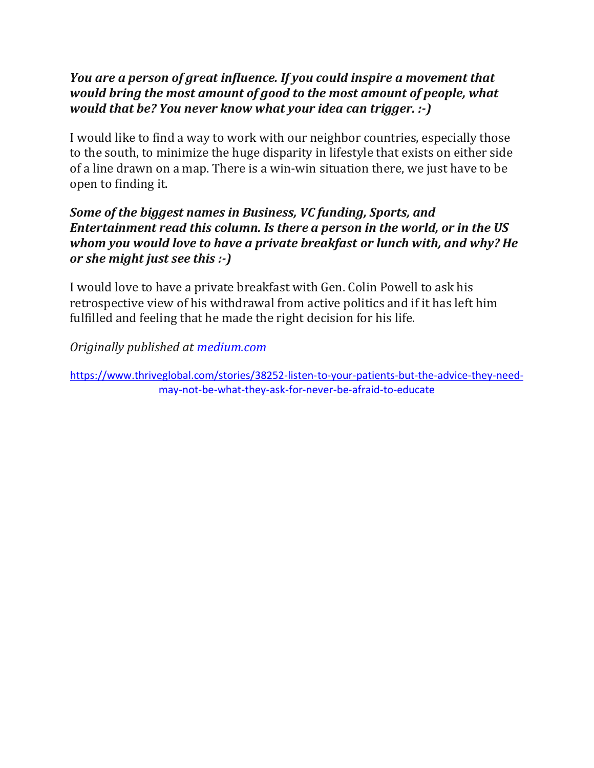***You are a person of great influence. If you could inspire a movement that would bring the most amount of good to the most amount of people, what would that be? You never know what your idea can trigger. :-)***

I would like to find a way to work with our neighbor countries, especially those to the south, to minimize the huge disparity in lifestyle that exists on either side of a line drawn on a map. There is a win-win situation there, we just have to be open to finding it.

***Some of the biggest names in Business, VC funding, Sports, and Entertainment read this column. Is there a person in the world, or in the US whom you would love to have a private breakfast or lunch with, and why? He or she might just see this :-)***

I would love to have a private breakfast with Gen. Colin Powell to ask his retrospective view of his withdrawal from active politics and if it has left him fulfilled and feeling that he made the right decision for his life.

*Originally published at [medium.com](medium.com)*

https://www.thriveglobal.com/stories/38252-listen-to-your-patients-but-the-advice-they-need-may-not-be-what-they-ask-for-never-be-afraid-to-educate